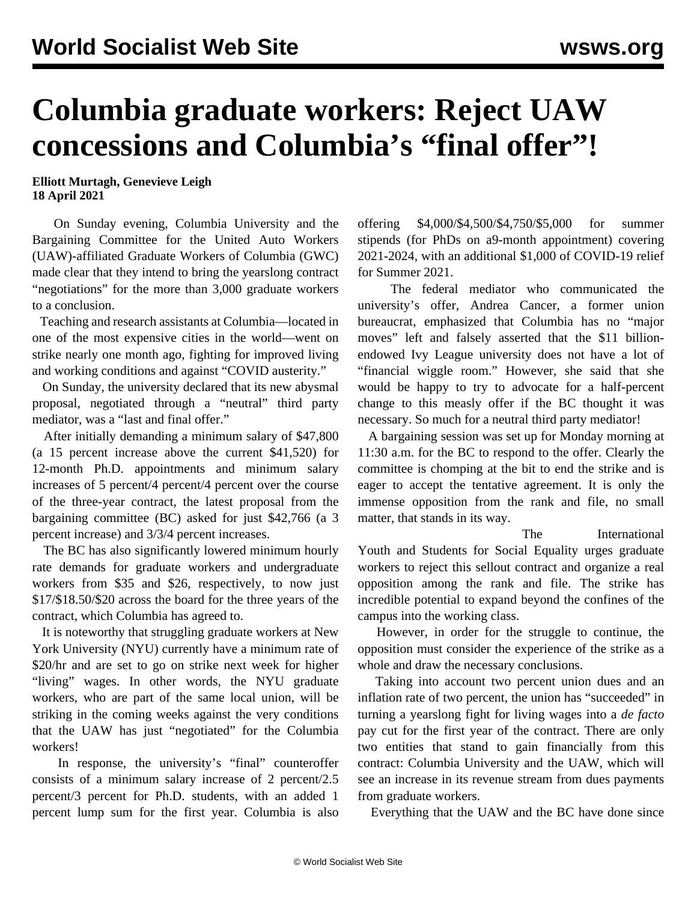# Columbia graduate workers: Reject UAW concessions and Columbia's "final offer"!

**Elliott Murtagh, Genevieve Leigh**
**18 April 2021**

On Sunday evening, Columbia University and the Bargaining Committee for the United Auto Workers (UAW)-affiliated Graduate Workers of Columbia (GWC) made clear that they intend to bring the yearslong contract "negotiations" for the more than 3,000 graduate workers to a conclusion.

Teaching and research assistants at Columbia—located in one of the most expensive cities in the world—went on strike nearly one month ago, fighting for improved living and working conditions and against "COVID austerity."

On Sunday, the university declared that its new abysmal proposal, negotiated through a "neutral" third party mediator, was a "last and final offer."

After initially demanding a minimum salary of $47,800 (a 15 percent increase above the current $41,520) for 12-month Ph.D. appointments and minimum salary increases of 5 percent/4 percent/4 percent over the course of the three-year contract, the latest proposal from the bargaining committee (BC) asked for just $42,766 (a 3 percent increase) and 3/3/4 percent increases.

The BC has also significantly lowered minimum hourly rate demands for graduate workers and undergraduate workers from $35 and $26, respectively, to now just $17/$18.50/$20 across the board for the three years of the contract, which Columbia has agreed to.

It is noteworthy that struggling graduate workers at New York University (NYU) currently have a minimum rate of $20/hr and are set to go on strike next week for higher "living" wages. In other words, the NYU graduate workers, who are part of the same local union, will be striking in the coming weeks against the very conditions that the UAW has just "negotiated" for the Columbia workers!

In response, the university's "final" counteroffer consists of a minimum salary increase of 2 percent/2.5 percent/3 percent for Ph.D. students, with an added 1 percent lump sum for the first year. Columbia is also offering $4,000/$4,500/$4,750/$5,000 for summer stipends (for PhDs on a9-month appointment) covering 2021-2024, with an additional $1,000 of COVID-19 relief for Summer 2021.

The federal mediator who communicated the university's offer, Andrea Cancer, a former union bureaucrat, emphasized that Columbia has no "major moves" left and falsely asserted that the $11 billion-endowed Ivy League university does not have a lot of "financial wiggle room." However, she said that she would be happy to try to advocate for a half-percent change to this measly offer if the BC thought it was necessary. So much for a neutral third party mediator!

A bargaining session was set up for Monday morning at 11:30 a.m. for the BC to respond to the offer. Clearly the committee is chomping at the bit to end the strike and is eager to accept the tentative agreement. It is only the immense opposition from the rank and file, no small matter, that stands in its way.

The International Youth and Students for Social Equality urges graduate workers to reject this sellout contract and organize a real opposition among the rank and file. The strike has incredible potential to expand beyond the confines of the campus into the working class.

However, in order for the struggle to continue, the opposition must consider the experience of the strike as a whole and draw the necessary conclusions.

Taking into account two percent union dues and an inflation rate of two percent, the union has "succeeded" in turning a yearslong fight for living wages into a *de facto* pay cut for the first year of the contract. There are only two entities that stand to gain financially from this contract: Columbia University and the UAW, which will see an increase in its revenue stream from dues payments from graduate workers.

Everything that the UAW and the BC have done since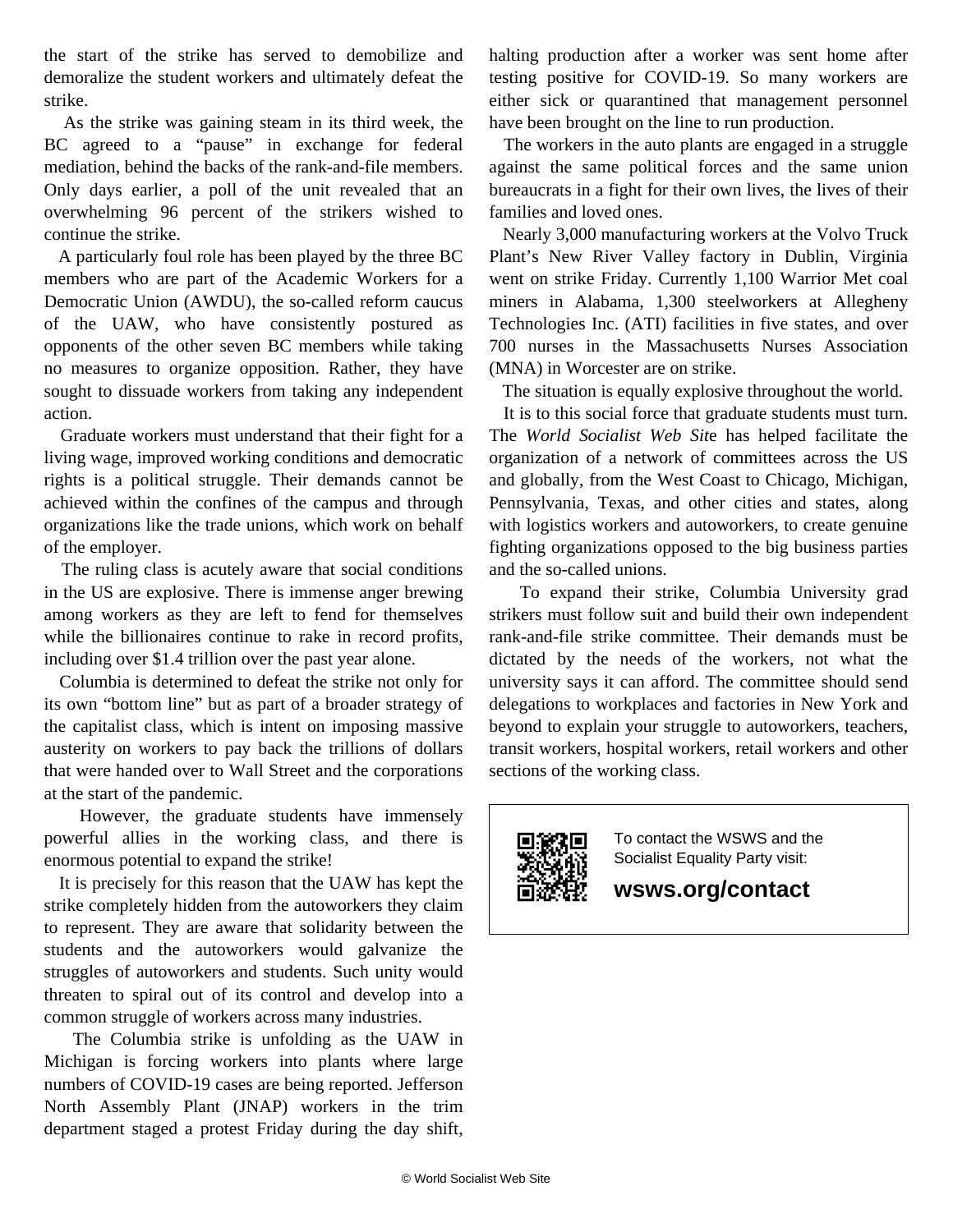the start of the strike has served to demobilize and demoralize the student workers and ultimately defeat the strike.

As the strike was gaining steam in its third week, the BC agreed to a "pause" in exchange for federal mediation, behind the backs of the rank-and-file members. Only days earlier, a poll of the unit revealed that an overwhelming 96 percent of the strikers wished to continue the strike.

A particularly foul role has been played by the three BC members who are part of the Academic Workers for a Democratic Union (AWDU), the so-called reform caucus of the UAW, who have consistently postured as opponents of the other seven BC members while taking no measures to organize opposition. Rather, they have sought to dissuade workers from taking any independent action.

Graduate workers must understand that their fight for a living wage, improved working conditions and democratic rights is a political struggle. Their demands cannot be achieved within the confines of the campus and through organizations like the trade unions, which work on behalf of the employer.

The ruling class is acutely aware that social conditions in the US are explosive. There is immense anger brewing among workers as they are left to fend for themselves while the billionaires continue to rake in record profits, including over $1.4 trillion over the past year alone.

Columbia is determined to defeat the strike not only for its own "bottom line" but as part of a broader strategy of the capitalist class, which is intent on imposing massive austerity on workers to pay back the trillions of dollars that were handed over to Wall Street and the corporations at the start of the pandemic.

However, the graduate students have immensely powerful allies in the working class, and there is enormous potential to expand the strike!

It is precisely for this reason that the UAW has kept the strike completely hidden from the autoworkers they claim to represent. They are aware that solidarity between the students and the autoworkers would galvanize the struggles of autoworkers and students. Such unity would threaten to spiral out of its control and develop into a common struggle of workers across many industries.

The Columbia strike is unfolding as the UAW in Michigan is forcing workers into plants where large numbers of COVID-19 cases are being reported. Jefferson North Assembly Plant (JNAP) workers in the trim department staged a protest Friday during the day shift, halting production after a worker was sent home after testing positive for COVID-19. So many workers are either sick or quarantined that management personnel have been brought on the line to run production.

The workers in the auto plants are engaged in a struggle against the same political forces and the same union bureaucrats in a fight for their own lives, the lives of their families and loved ones.

Nearly 3,000 manufacturing workers at the Volvo Truck Plant's New River Valley factory in Dublin, Virginia went on strike Friday. Currently 1,100 Warrior Met coal miners in Alabama, 1,300 steelworkers at Allegheny Technologies Inc. (ATI) facilities in five states, and over 700 nurses in the Massachusetts Nurses Association (MNA) in Worcester are on strike.

The situation is equally explosive throughout the world.

It is to this social force that graduate students must turn. The *World Socialist Web Site* has helped facilitate the organization of a network of committees across the US and globally, from the West Coast to Chicago, Michigan, Pennsylvania, Texas, and other cities and states, along with logistics workers and autoworkers, to create genuine fighting organizations opposed to the big business parties and the so-called unions.

To expand their strike, Columbia University grad strikers must follow suit and build their own independent rank-and-file strike committee. Their demands must be dictated by the needs of the workers, not what the university says it can afford. The committee should send delegations to workplaces and factories in New York and beyond to explain your struggle to autoworkers, teachers, transit workers, hospital workers, retail workers and other sections of the working class.

To contact the WSWS and the Socialist Equality Party visit:

**wsws.org/contact**